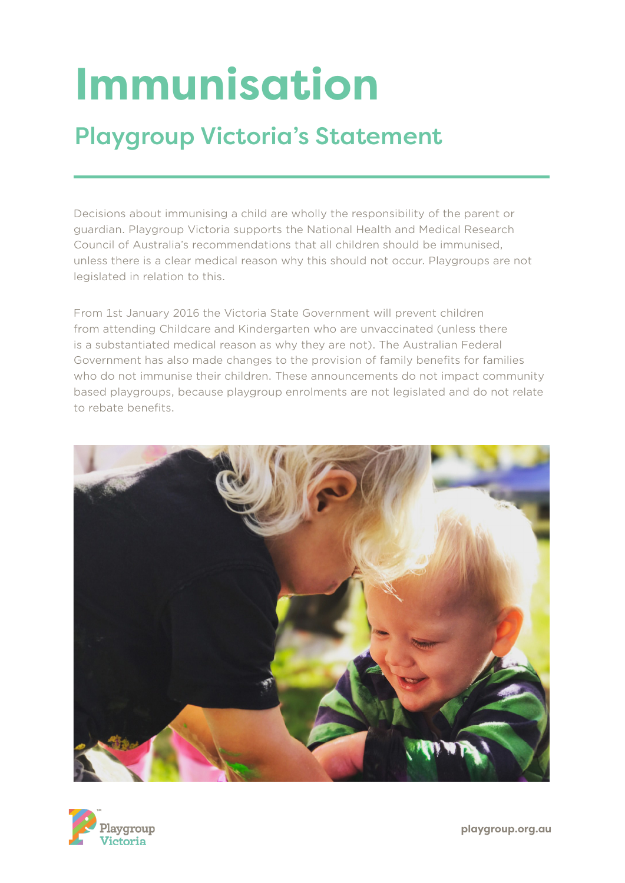# Immunisation

## Playgroup Victoria's Statement

Decisions about immunising a child are wholly the responsibility of the parent or guardian. Playgroup Victoria supports the National Health and Medical Research Council of Australia's recommendations that all children should be immunised, unless there is a clear medical reason why this should not occur. Playgroups are not legislated in relation to this.

From 1st January 2016 the Victoria State Government will prevent children from attending Childcare and Kindergarten who are unvaccinated (unless there is a substantiated medical reason as why they are not). The Australian Federal Government has also made changes to the provision of family benefits for families who do not immunise their children. These announcements do not impact community based playgroups, because playgroup enrolments are not legislated and do not relate to rebate benefits.

Playgroup Victoria

playgroup.org.au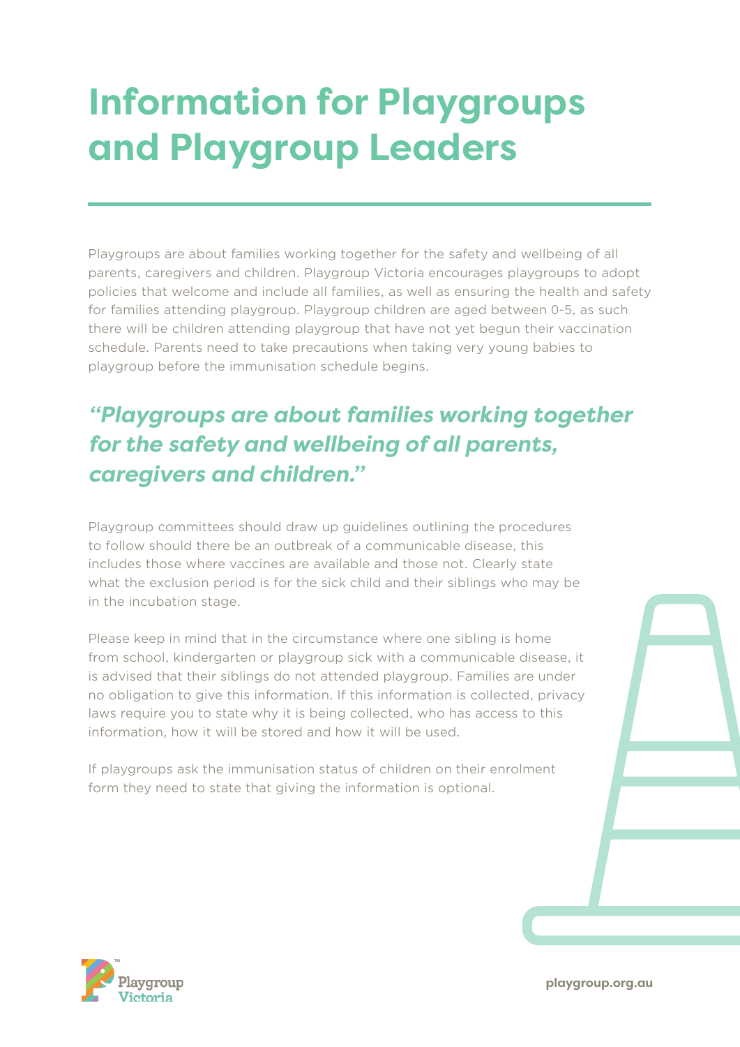# Information for Playgroups and Playgroup Leaders

Playgroups are about families working together for the safety and wellbeing of all parents, caregivers and children. Playgroup Victoria encourages playgroups to adopt policies that welcome and include all families, as well as ensuring the health and safety for families attending playgroup. Playgroup children are aged between 0-5, as such there will be children attending playgroup that have not yet begun their vaccination schedule. Parents need to take precautions when taking very young babies to playgroup before the immunisation schedule begins.

***"Playgroups are about families working together for the safety and wellbeing of all parents, caregivers and children."***

Playgroup committees should draw up guidelines outlining the procedures to follow should there be an outbreak of a communicable disease, this includes those where vaccines are available and those not. Clearly state what the exclusion period is for the sick child and their siblings who may be in the incubation stage.

Please keep in mind that in the circumstance where one sibling is home from school, kindergarten or playgroup sick with a communicable disease, it is advised that their siblings do not attended playgroup. Families are under no obligation to give this information. If this information is collected, privacy laws require you to state why it is being collected, who has access to this information, how it will be stored and how it will be used.

If playgroups ask the immunisation status of children on their enrolment form they need to state that giving the information is optional.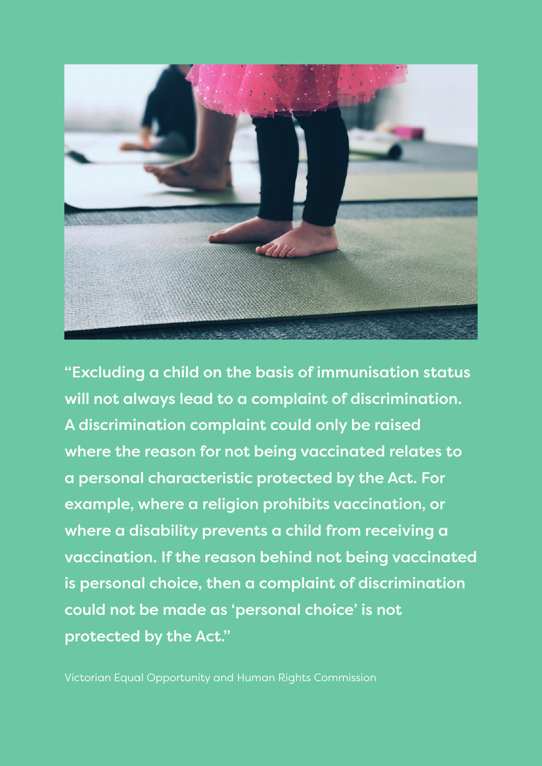"Excluding a child on the basis of immunisation status will not always lead to a complaint of discrimination. A discrimination complaint could only be raised where the reason for not being vaccinated relates to a personal characteristic protected by the Act. For example, where a religion prohibits vaccination, or where a disability prevents a child from receiving a vaccination. If the reason behind not being vaccinated is personal choice, then a complaint of discrimination could not be made as 'personal choice' is not protected by the Act."

Victorian Equal Opportunity and Human Rights Commission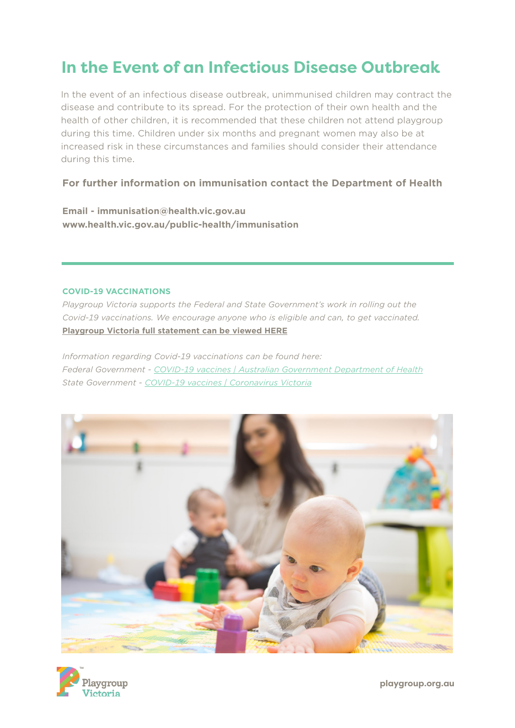# In the Event of an Infectious Disease Outbreak

In the event of an infectious disease outbreak, unimmunised children may contract the disease and contribute to its spread. For the protection of their own health and the health of other children, it is recommended that these children not attend playgroup during this time. Children under six months and pregnant women may also be at increased risk in these circumstances and families should consider their attendance during this time.

**For further information on immunisation contact the Department of Health**

**Email - immunisation@health.vic.gov.au**
**www.health.vic.gov.au/public-health/immunisation**

---

**COVID-19 VACCINATIONS**

*Playgroup Victoria supports the Federal and State Government's work in rolling out the Covid-19 vaccinations. We encourage anyone who is eligible and can, to get vaccinated.*
**Playgroup Victoria full statement can be viewed HERE**

*Information regarding Covid-19 vaccinations can be found here:*
*Federal Government - COVID-19 vaccines | Australian Government Department of Health*
*State Government - COVID-19 vaccines | Coronavirus Victoria*

Playgroup Victoria

playgroup.org.au